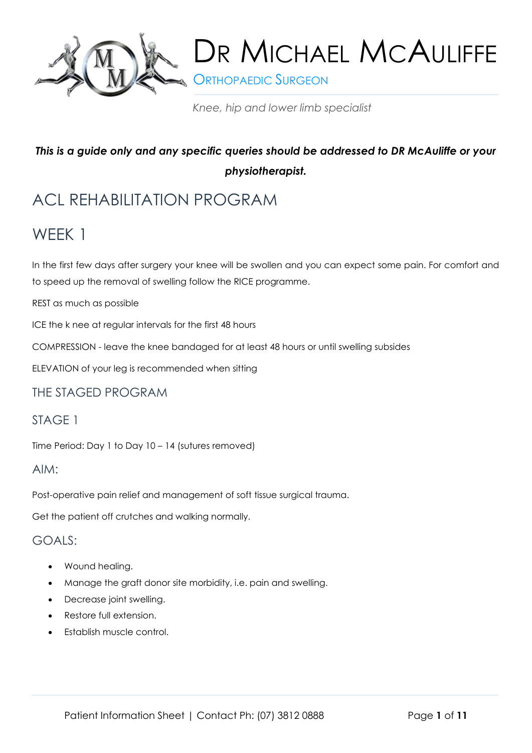# DR MICHAEL MCAULIFFE

ORTHOPAEDIC SURGEON

*Knee, hip and lower limb specialist*

***This is a guide only and any specific queries should be addressed to DR McAuliffe or your physiotherapist.***

# ACL REHABILITATION PROGRAM

## WEEK 1

In the first few days after surgery your knee will be swollen and you can expect some pain. For comfort and to speed up the removal of swelling follow the RICE programme.

REST as much as possible

ICE the k nee at regular intervals for the first 48 hours

COMPRESSION - leave the knee bandaged for at least 48 hours or until swelling subsides

ELEVATION of your leg is recommended when sitting

### THE STAGED PROGRAM

### STAGE 1

Time Period: Day 1 to Day 10 – 14 (sutures removed)

### AIM:

Post-operative pain relief and management of soft tissue surgical trauma.

Get the patient off crutches and walking normally.

### GOALS:

- Wound healing.
- Manage the graft donor site morbidity, i.e. pain and swelling.
- Decrease joint swelling.
- Restore full extension.
- Establish muscle control.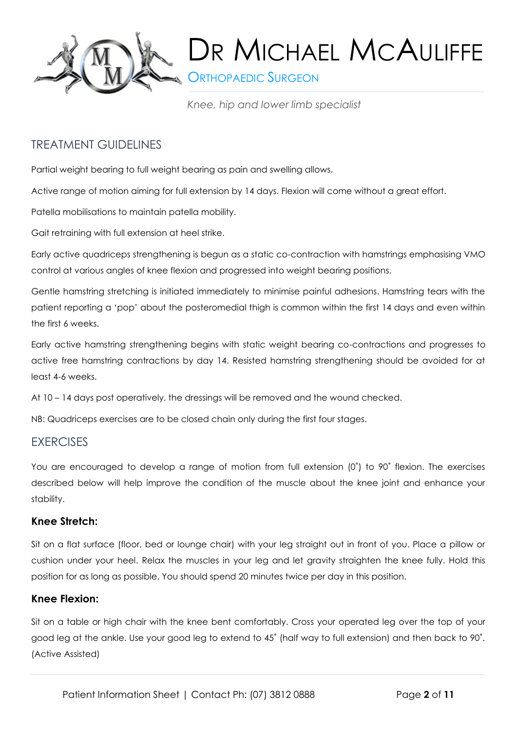## TREATMENT GUIDELINES

Partial weight bearing to full weight bearing as pain and swelling allows.

Active range of motion aiming for full extension by 14 days. Flexion will come without a great effort.

Patella mobilisations to maintain patella mobility.

Gait retraining with full extension at heel strike.

Early active quadriceps strengthening is begun as a static co-contraction with hamstrings emphasising VMO control at various angles of knee flexion and progressed into weight bearing positions.

Gentle hamstring stretching is initiated immediately to minimise painful adhesions. Hamstring tears with the patient reporting a 'pop' about the posteromedial thigh is common within the first 14 days and even within the first 6 weeks.

Early active hamstring strengthening begins with static weight bearing co-contractions and progresses to active free hamstring contractions by day 14. Resisted hamstring strengthening should be avoided for at least 4-6 weeks.

At 10 – 14 days post operatively, the dressings will be removed and the wound checked.

NB: Quadriceps exercises are to be closed chain only during the first four stages.

## EXERCISES

You are encouraged to develop a range of motion from full extension (0˚) to 90˚ flexion. The exercises described below will help improve the condition of the muscle about the knee joint and enhance your stability.

### Knee Stretch:

Sit on a flat surface (floor, bed or lounge chair) with your leg straight out in front of you. Place a pillow or cushion under your heel. Relax the muscles in your leg and let gravity straighten the knee fully. Hold this position for as long as possible. You should spend 20 minutes twice per day in this position.

### Knee Flexion:

Sit on a table or high chair with the knee bent comfortably. Cross your operated leg over the top of your good leg at the ankle. Use your good leg to extend to 45˚ (half way to full extension) and then back to 90˚. (Active Assisted)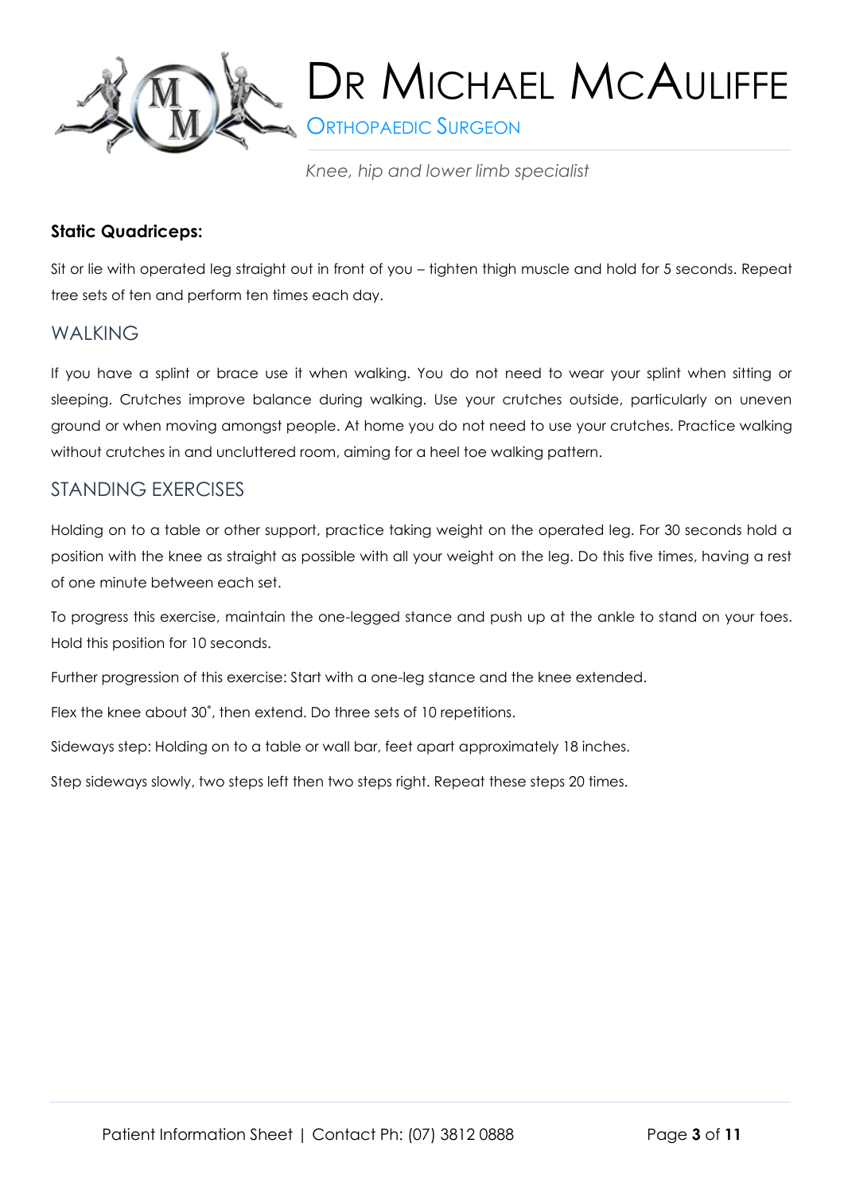**Static Quadriceps:**

Sit or lie with operated leg straight out in front of you – tighten thigh muscle and hold for 5 seconds. Repeat tree sets of ten and perform ten times each day.

## WALKING

If you have a splint or brace use it when walking. You do not need to wear your splint when sitting or sleeping. Crutches improve balance during walking. Use your crutches outside, particularly on uneven ground or when moving amongst people. At home you do not need to use your crutches. Practice walking without crutches in and uncluttered room, aiming for a heel toe walking pattern.

## STANDING EXERCISES

Holding on to a table or other support, practice taking weight on the operated leg. For 30 seconds hold a position with the knee as straight as possible with all your weight on the leg. Do this five times, having a rest of one minute between each set.

To progress this exercise, maintain the one-legged stance and push up at the ankle to stand on your toes. Hold this position for 10 seconds.

Further progression of this exercise: Start with a one-leg stance and the knee extended.

Flex the knee about 30˚, then extend. Do three sets of 10 repetitions.

Sideways step: Holding on to a table or wall bar, feet apart approximately 18 inches.

Step sideways slowly, two steps left then two steps right. Repeat these steps 20 times.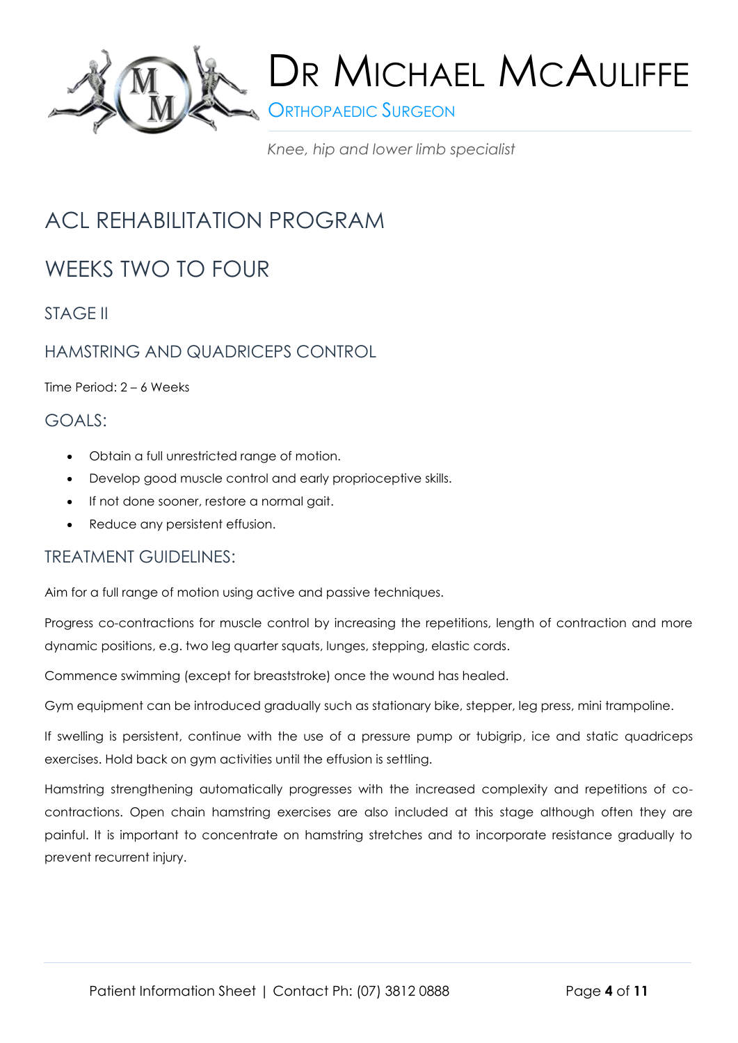# ACL REHABILITATION PROGRAM

## WEEKS TWO TO FOUR

### STAGE II

### HAMSTRING AND QUADRICEPS CONTROL

Time Period: 2 – 6 Weeks

### GOALS:

- Obtain a full unrestricted range of motion.
- Develop good muscle control and early proprioceptive skills.
- If not done sooner, restore a normal gait.
- Reduce any persistent effusion.

### TREATMENT GUIDELINES:

Aim for a full range of motion using active and passive techniques.

Progress co-contractions for muscle control by increasing the repetitions, length of contraction and more dynamic positions, e.g. two leg quarter squats, lunges, stepping, elastic cords.

Commence swimming (except for breaststroke) once the wound has healed.

Gym equipment can be introduced gradually such as stationary bike, stepper, leg press, mini trampoline.

If swelling is persistent, continue with the use of a pressure pump or tubigrip, ice and static quadriceps exercises. Hold back on gym activities until the effusion is settling.

Hamstring strengthening automatically progresses with the increased complexity and repetitions of co-contractions. Open chain hamstring exercises are also included at this stage although often they are painful. It is important to concentrate on hamstring stretches and to incorporate resistance gradually to prevent recurrent injury.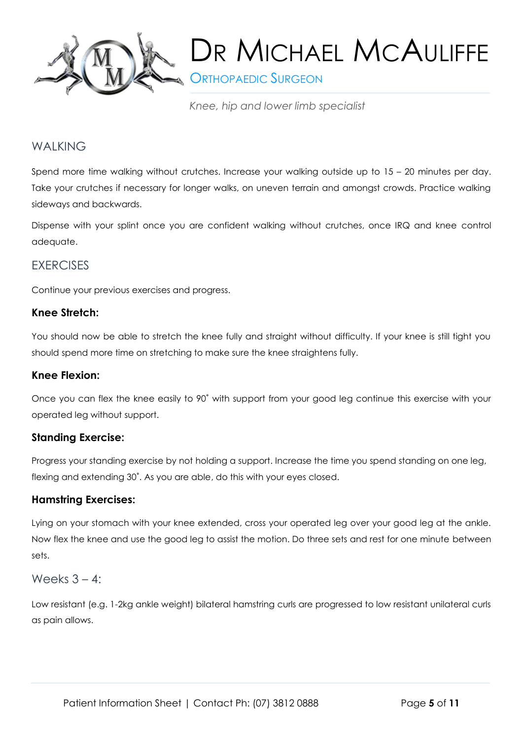## WALKING

Spend more time walking without crutches. Increase your walking outside up to 15 – 20 minutes per day. Take your crutches if necessary for longer walks, on uneven terrain and amongst crowds. Practice walking sideways and backwards.

Dispense with your splint once you are confident walking without crutches, once IRQ and knee control adequate.

## EXERCISES

Continue your previous exercises and progress.

### Knee Stretch:

You should now be able to stretch the knee fully and straight without difficulty. If your knee is still tight you should spend more time on stretching to make sure the knee straightens fully.

### Knee Flexion:

Once you can flex the knee easily to 90˚ with support from your good leg continue this exercise with your operated leg without support.

### Standing Exercise:

Progress your standing exercise by not holding a support. Increase the time you spend standing on one leg, flexing and extending 30˚. As you are able, do this with your eyes closed.

### Hamstring Exercises:

Lying on your stomach with your knee extended, cross your operated leg over your good leg at the ankle. Now flex the knee and use the good leg to assist the motion. Do three sets and rest for one minute between sets.

## Weeks 3 – 4:

Low resistant (e.g. 1-2kg ankle weight) bilateral hamstring curls are progressed to low resistant unilateral curls as pain allows.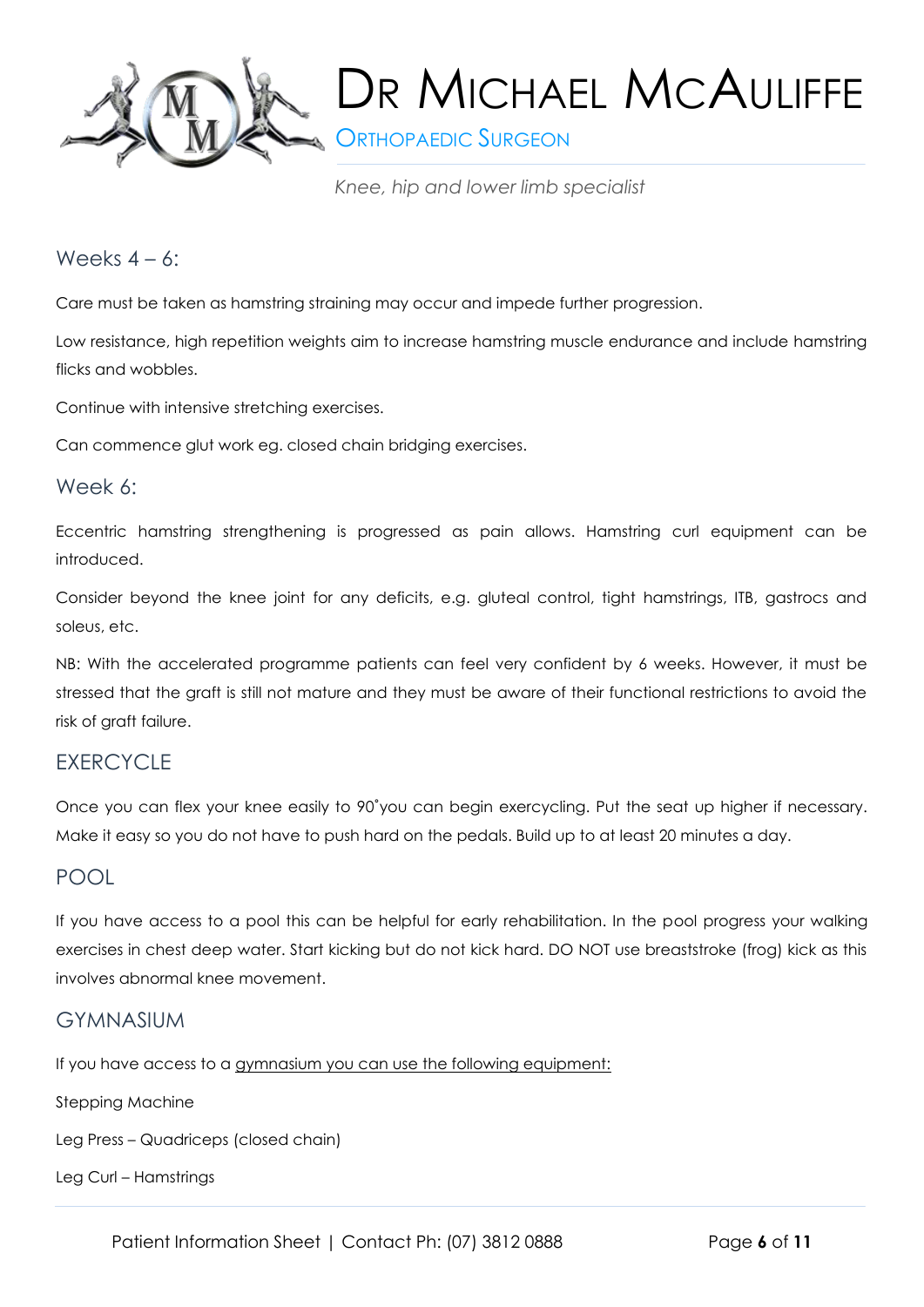## Weeks 4 – 6:

Care must be taken as hamstring straining may occur and impede further progression.

Low resistance, high repetition weights aim to increase hamstring muscle endurance and include hamstring flicks and wobbles.

Continue with intensive stretching exercises.

Can commence glut work eg. closed chain bridging exercises.

## Week 6:

Eccentric hamstring strengthening is progressed as pain allows. Hamstring curl equipment can be introduced.

Consider beyond the knee joint for any deficits, e.g. gluteal control, tight hamstrings, ITB, gastrocs and soleus, etc.

NB: With the accelerated programme patients can feel very confident by 6 weeks. However, it must be stressed that the graft is still not mature and they must be aware of their functional restrictions to avoid the risk of graft failure.

## EXERCYCLE

Once you can flex your knee easily to 90˚you can begin exercycling. Put the seat up higher if necessary. Make it easy so you do not have to push hard on the pedals. Build up to at least 20 minutes a day.

## POOL

If you have access to a pool this can be helpful for early rehabilitation. In the pool progress your walking exercises in chest deep water. Start kicking but do not kick hard. DO NOT use breaststroke (frog) kick as this involves abnormal knee movement.

## GYMNASIUM

If you have access to a <u>gymnasium you can use the following equipment:</u>

Stepping Machine

Leg Press – Quadriceps (closed chain)

Leg Curl – Hamstrings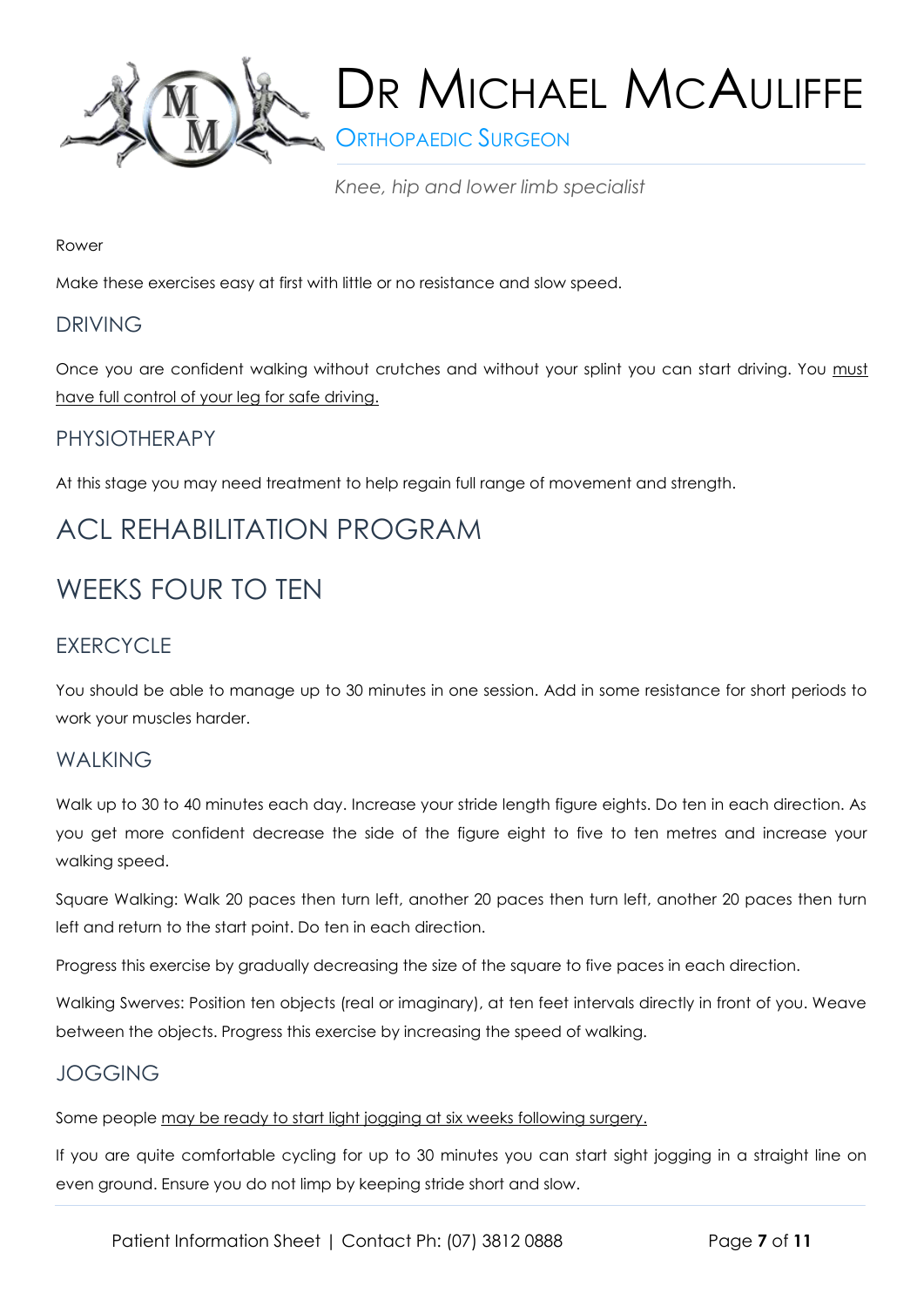Rower

Make these exercises easy at first with little or no resistance and slow speed.

## DRIVING

Once you are confident walking without crutches and without your splint you can start driving. You must have full control of your leg for safe driving.

## PHYSIOTHERAPY

At this stage you may need treatment to help regain full range of movement and strength.

# ACL REHABILITATION PROGRAM

# WEEKS FOUR TO TEN

## EXERCYCLE

You should be able to manage up to 30 minutes in one session. Add in some resistance for short periods to work your muscles harder.

## WALKING

Walk up to 30 to 40 minutes each day. Increase your stride length figure eights. Do ten in each direction. As you get more confident decrease the side of the figure eight to five to ten metres and increase your walking speed.

Square Walking: Walk 20 paces then turn left, another 20 paces then turn left, another 20 paces then turn left and return to the start point. Do ten in each direction.

Progress this exercise by gradually decreasing the size of the square to five paces in each direction.

Walking Swerves: Position ten objects (real or imaginary), at ten feet intervals directly in front of you. Weave between the objects. Progress this exercise by increasing the speed of walking.

## JOGGING

Some people may be ready to start light jogging at six weeks following surgery.

If you are quite comfortable cycling for up to 30 minutes you can start sight jogging in a straight line on even ground. Ensure you do not limp by keeping stride short and slow.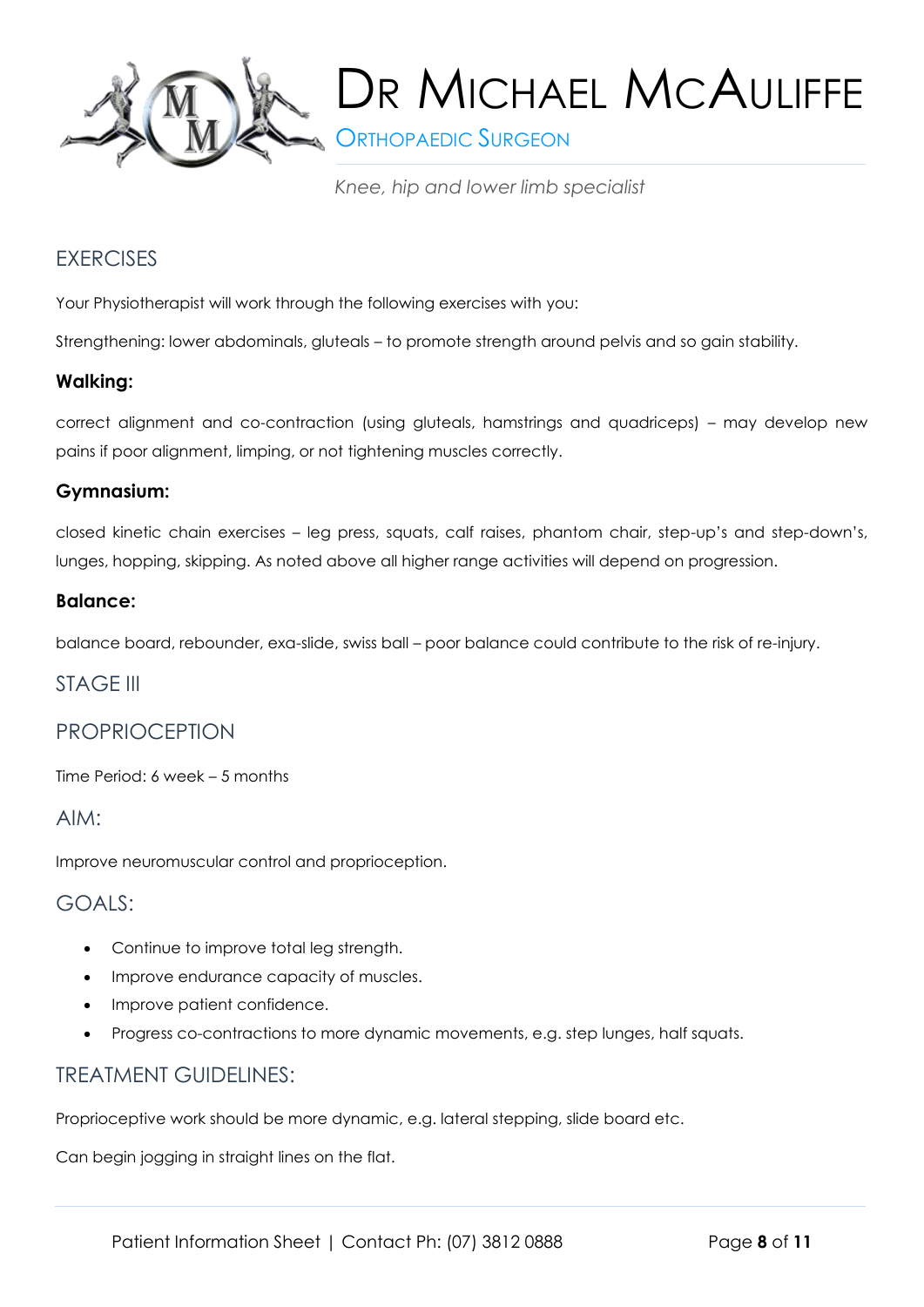## EXERCISES

Your Physiotherapist will work through the following exercises with you:

Strengthening: lower abdominals, gluteals – to promote strength around pelvis and so gain stability.

**Walking:**

correct alignment and co-contraction (using gluteals, hamstrings and quadriceps) – may develop new pains if poor alignment, limping, or not tightening muscles correctly.

**Gymnasium:**

closed kinetic chain exercises – leg press, squats, calf raises, phantom chair, step-up's and step-down's, lunges, hopping, skipping. As noted above all higher range activities will depend on progression.

**Balance:**

balance board, rebounder, exa-slide, swiss ball – poor balance could contribute to the risk of re-injury.

## STAGE III

## PROPRIOCEPTION

Time Period: 6 week – 5 months

### AIM:

Improve neuromuscular control and proprioception.

### GOALS:

- Continue to improve total leg strength.
- Improve endurance capacity of muscles.
- Improve patient confidence.
- Progress co-contractions to more dynamic movements, e.g. step lunges, half squats.

### TREATMENT GUIDELINES:

Proprioceptive work should be more dynamic, e.g. lateral stepping, slide board etc.

Can begin jogging in straight lines on the flat.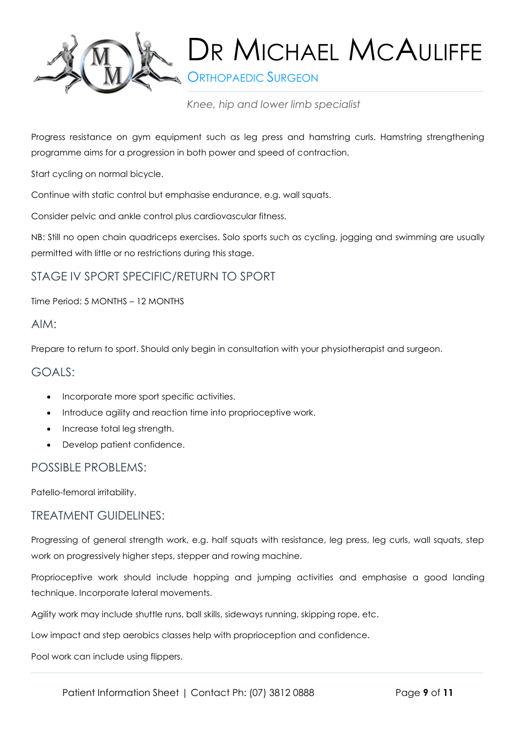Progress resistance on gym equipment such as leg press and hamstring curls. Hamstring strengthening programme aims for a progression in both power and speed of contraction.

Start cycling on normal bicycle.

Continue with static control but emphasise endurance, e.g. wall squats.

Consider pelvic and ankle control plus cardiovascular fitness.

NB: Still no open chain quadriceps exercises. Solo sports such as cycling, jogging and swimming are usually permitted with little or no restrictions during this stage.

## STAGE IV SPORT SPECIFIC/RETURN TO SPORT

Time Period: 5 MONTHS – 12 MONTHS

### AIM:

Prepare to return to sport. Should only begin in consultation with your physiotherapist and surgeon.

### GOALS:

- Incorporate more sport specific activities.
- Introduce agility and reaction time into proprioceptive work.
- Increase total leg strength.
- Develop patient confidence.

### POSSIBLE PROBLEMS:

Patello-femoral irritability.

### TREATMENT GUIDELINES:

Progressing of general strength work, e.g. half squats with resistance, leg press, leg curls, wall squats, step work on progressively higher steps, stepper and rowing machine.

Proprioceptive work should include hopping and jumping activities and emphasise a good landing technique. Incorporate lateral movements.

Agility work may include shuttle runs, ball skills, sideways running, skipping rope, etc.

Low impact and step aerobics classes help with proprioception and confidence.

Pool work can include using flippers.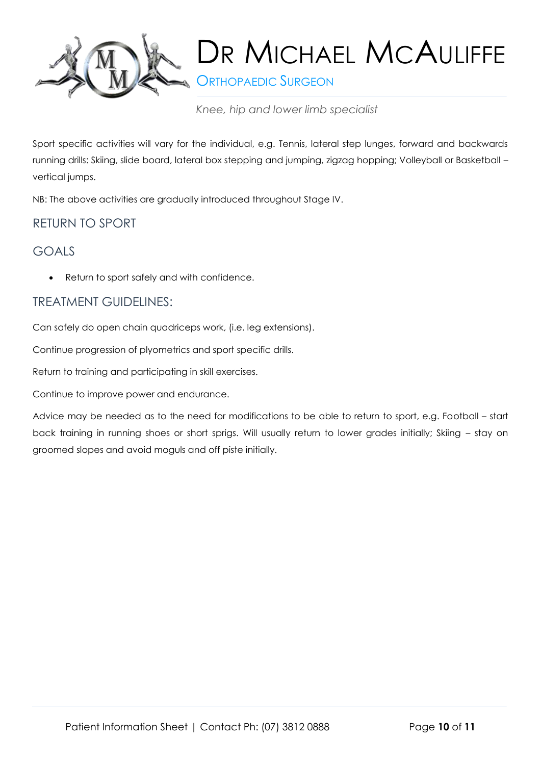Sport specific activities will vary for the individual, e.g. Tennis, lateral step lunges, forward and backwards running drills: Skiing, slide board, lateral box stepping and jumping, zigzag hopping; Volleyball or Basketball – vertical jumps.

NB: The above activities are gradually introduced throughout Stage IV.

## RETURN TO SPORT

## GOALS

- Return to sport safely and with confidence.

## TREATMENT GUIDELINES:

Can safely do open chain quadriceps work, (i.e. leg extensions).

Continue progression of plyometrics and sport specific drills.

Return to training and participating in skill exercises.

Continue to improve power and endurance.

Advice may be needed as to the need for modifications to be able to return to sport, e.g. Football – start back training in running shoes or short sprigs. Will usually return to lower grades initially; Skiing – stay on groomed slopes and avoid moguls and off piste initially.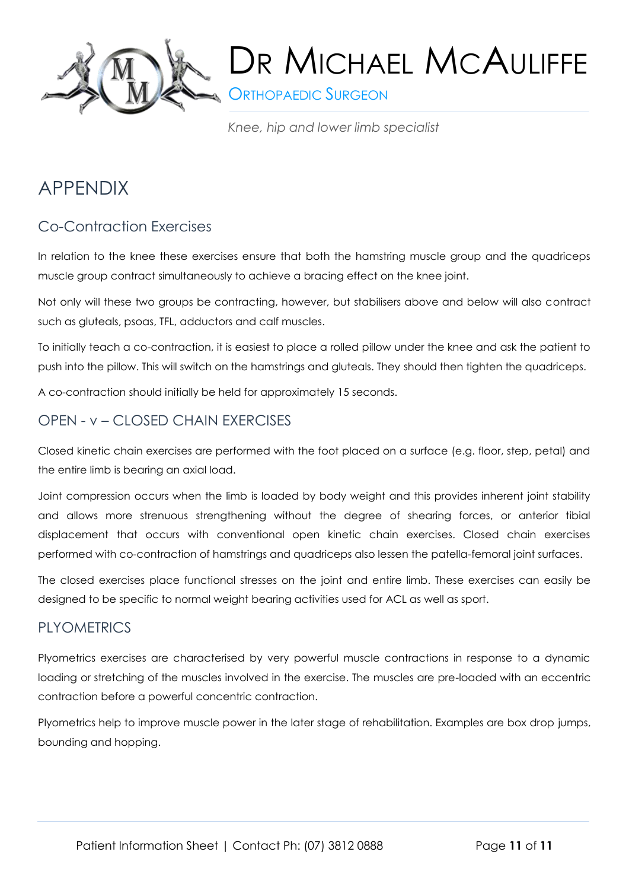# Dr Michael McAuliffe

Orthopaedic Surgeon

*Knee, hip and lower limb specialist*

# APPENDIX

## Co-Contraction Exercises

In relation to the knee these exercises ensure that both the hamstring muscle group and the quadriceps muscle group contract simultaneously to achieve a bracing effect on the knee joint.

Not only will these two groups be contracting, however, but stabilisers above and below will also contract such as gluteals, psoas, TFL, adductors and calf muscles.

To initially teach a co-contraction, it is easiest to place a rolled pillow under the knee and ask the patient to push into the pillow. This will switch on the hamstrings and gluteals. They should then tighten the quadriceps.

A co-contraction should initially be held for approximately 15 seconds.

## OPEN - v – CLOSED CHAIN EXERCISES

Closed kinetic chain exercises are performed with the foot placed on a surface (e.g. floor, step, petal) and the entire limb is bearing an axial load.

Joint compression occurs when the limb is loaded by body weight and this provides inherent joint stability and allows more strenuous strengthening without the degree of shearing forces, or anterior tibial displacement that occurs with conventional open kinetic chain exercises. Closed chain exercises performed with co-contraction of hamstrings and quadriceps also lessen the patella-femoral joint surfaces.

The closed exercises place functional stresses on the joint and entire limb. These exercises can easily be designed to be specific to normal weight bearing activities used for ACL as well as sport.

## PLYOMETRICS

Plyometrics exercises are characterised by very powerful muscle contractions in response to a dynamic loading or stretching of the muscles involved in the exercise. The muscles are pre-loaded with an eccentric contraction before a powerful concentric contraction.

Plyometrics help to improve muscle power in the later stage of rehabilitation. Examples are box drop jumps, bounding and hopping.